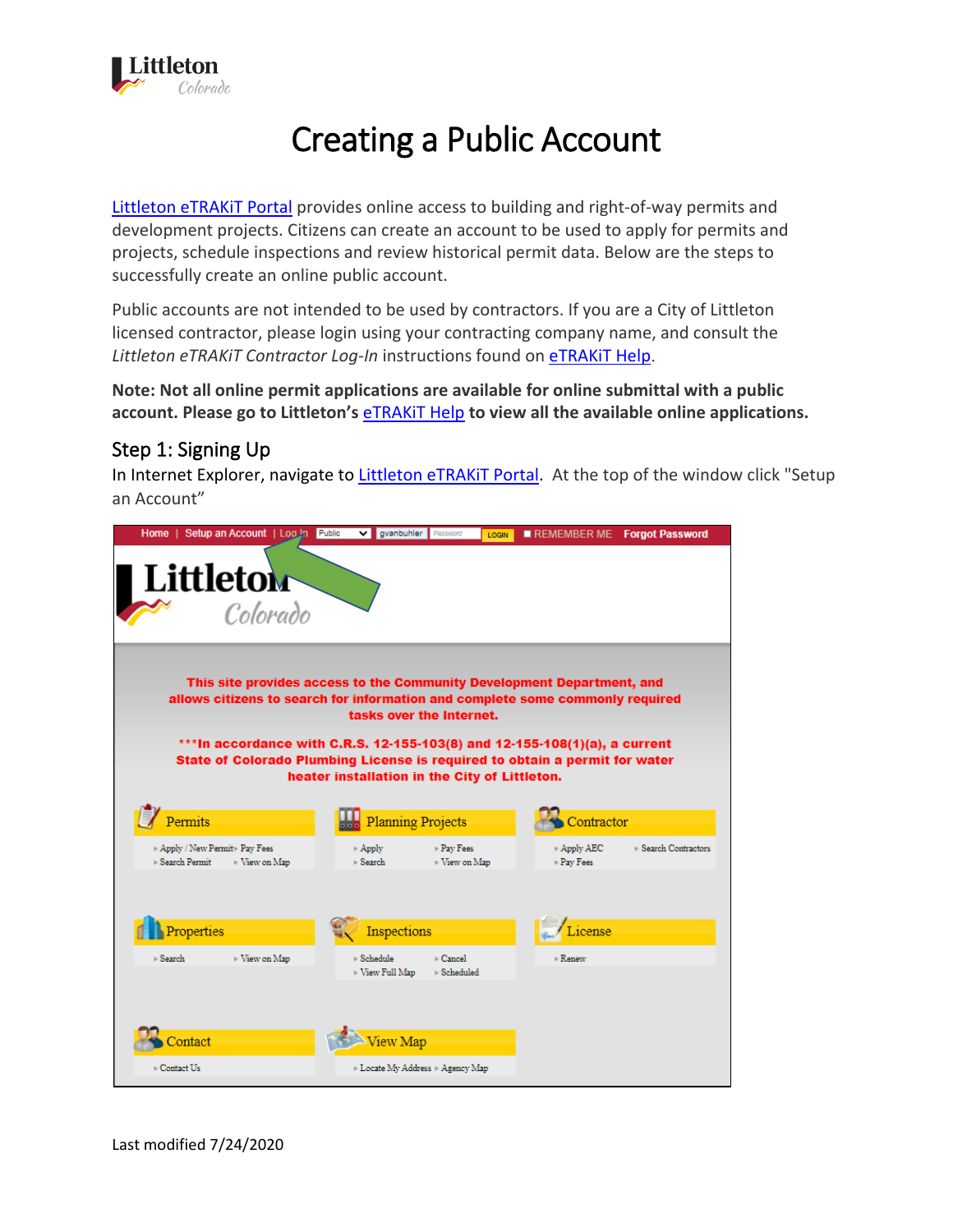# Creating a Public Account

Littleton eTRAKiT Portal provides online access to building and right-of-way permits and development projects. Citizens can create an account to be used to apply for permits and projects, schedule inspections and review historical permit data. Below are the steps to successfully create an online public account.

Public accounts are not intended to be used by contractors. If you are a City of Littleton licensed contractor, please login using your contracting company name, and consult the *Littleton eTRAKiT Contractor Log-In* instructions found on eTRAKiT Help.

**Note: Not all online permit applications are available for online submittal with a public account. Please go to Littleton's eTRAKiT Help to view all the available online applications.**

## Step 1: Signing Up

In Internet Explorer, navigate to Littleton eTRAKiT Portal. At the top of the window click "Setup an Account"

Last modified 7/24/2020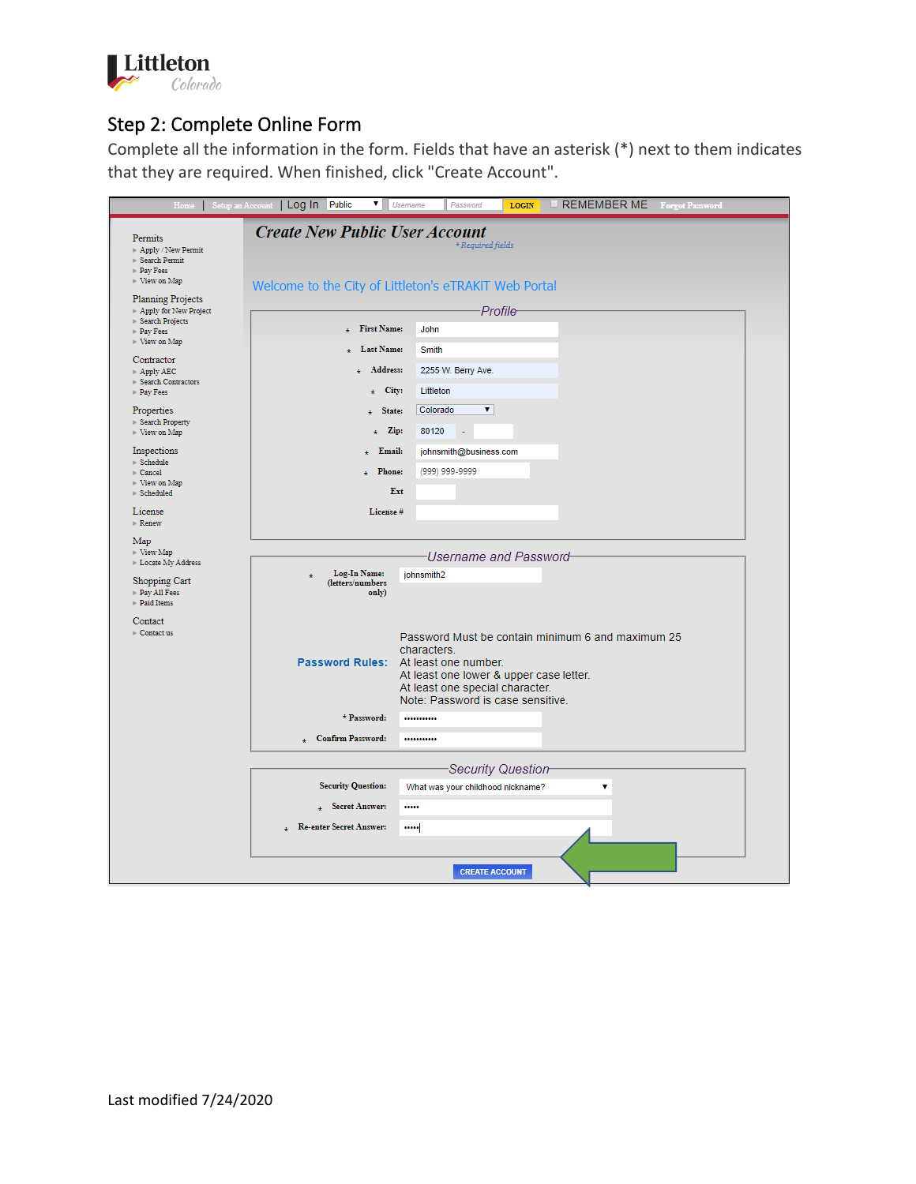## Step 2: Complete Online Form

Complete all the information in the form. Fields that have an asterisk (*) next to them indicates that they are required. When finished, click "Create Account".

Home | Setup an Account | Log In | Public | Username | Password | LOGIN | REMEMBER ME | Forgot Password

**Permits**
- Apply / New Permit
- Search Permit
- Pay Fees
- View on Map

**Planning Projects**
- Apply for New Project
- Search Projects
- Pay Fees
- View on Map

**Contractor**
- Apply AEC
- Search Contractors
- Pay Fees

**Properties**
- Search Property
- View on Map

**Inspections**
- Schedule
- Cancel
- View on Map
- Scheduled

**License**
- Renew

**Map**
- View Map
- Locate My Address

**Shopping Cart**
- Pay All Fees
- Paid Items

**Contact**
- Contact us

### *Create New Public User Account*

*\* Required fields*

Welcome to the City of Littleton's eTRAKiT Web Portal

**Profile**

| Field | Value |
|---|---|
| * First Name: | John |
| * Last Name: | Smith |
| * Address: | 2255 W. Berry Ave. |
| * City: | Littleton |
| * State: | Colorado |
| * Zip: | 80120 - |
| * Email: | johnsmith@business.com |
| * Phone: | (999) 999-9999 |
| Ext | |
| License # | |

**Username and Password**

* Log-In Name: (letters/numbers only) johnsmith2

**Password Rules:**
Password Must be contain minimum 6 and maximum 25 characters.
At least one number.
At least one lower & upper case letter.
At least one special character.
Note: Password is case sensitive.

* Password: ••••••••••
* Confirm Password: ••••••••••

**Security Question**

Security Question: What was your childhood nickname?
* Secret Answer: •••••
* Re-enter Secret Answer: •••••

CREATE ACCOUNT

Last modified 7/24/2020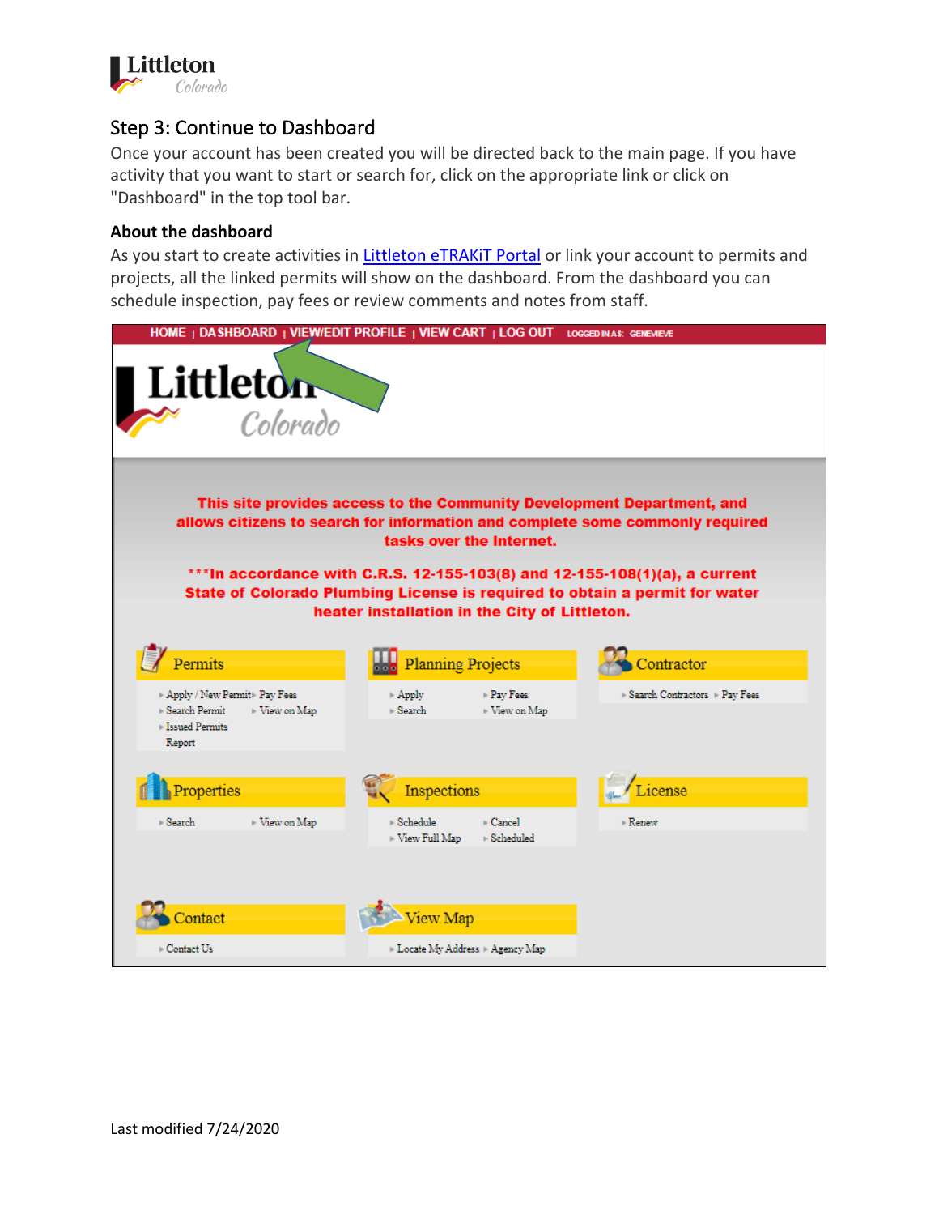## Step 3: Continue to Dashboard

Once your account has been created you will be directed back to the main page. If you have activity that you want to start or search for, click on the appropriate link or click on "Dashboard" in the top tool bar.

### About the dashboard

As you start to create activities in Littleton eTRAKiT Portal or link your account to permits and projects, all the linked permits will show on the dashboard. From the dashboard you can schedule inspection, pay fees or review comments and notes from staff.

HOME | DASHBOARD | VIEW/EDIT PROFILE | VIEW CART | LOG OUT LOGGED IN AS: GENEVIEVE

Littleton Colorado

This site provides access to the Community Development Department, and allows citizens to search for information and complete some commonly required tasks over the Internet.

***In accordance with C.R.S. 12-155-103(8) and 12-155-108(1)(a), a current State of Colorado Plumbing License is required to obtain a permit for water heater installation in the City of Littleton.

Permits
- Apply / New Permit
- Pay Fees
- Search Permit
- View on Map
- Issued Permits Report

Planning Projects
- Apply
- Pay Fees
- Search
- View on Map

Contractor
- Search Contractors
- Pay Fees

Properties
- Search
- View on Map

Inspections
- Schedule
- Cancel
- View Full Map
- Scheduled

License
- Renew

Contact
- Contact Us

View Map
- Locate My Address
- Agency Map

Last modified 7/24/2020